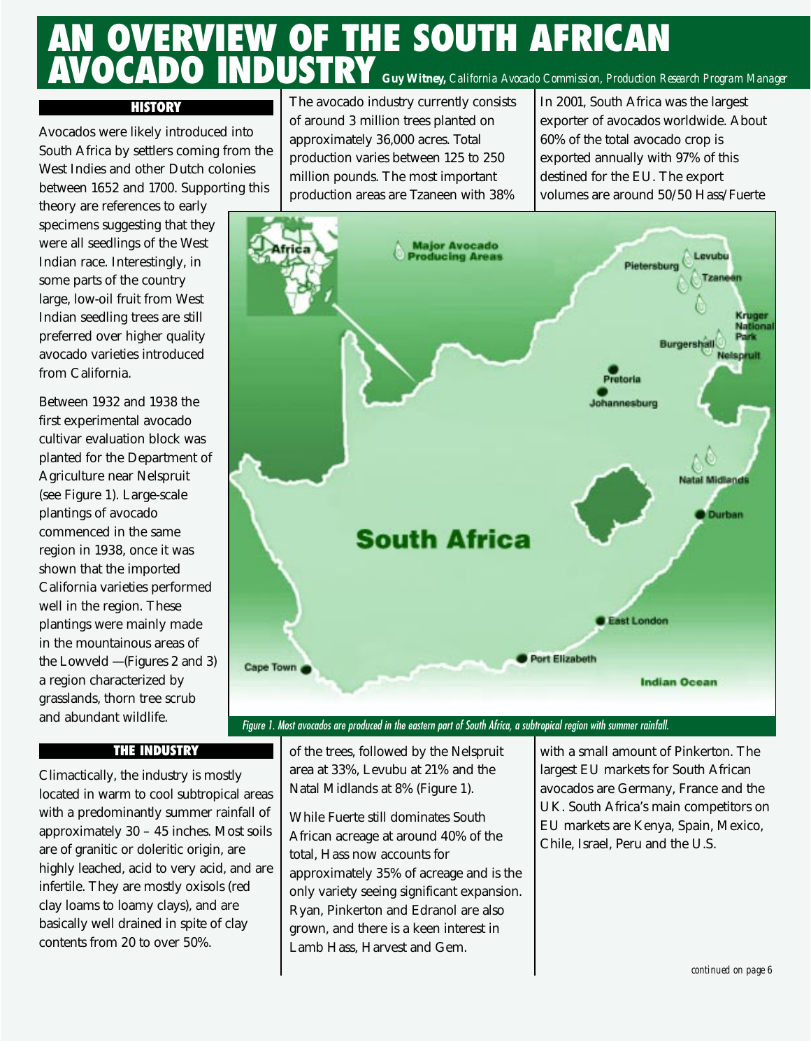# AN OVERVIEW OF THE SOUTH AFRICAN AVOCADO INDUSTRY

**Guy Witney,** *California Avocado Commission, Production Research Program Manager*

## HISTORY

Avocados were likely introduced into South Africa by settlers coming from the West Indies and other Dutch colonies between 1652 and 1700. Supporting this theory are references to early specimens suggesting that they were all seedlings of the West Indian race. Interestingly, in some parts of the country large, low-oil fruit from West Indian seedling trees are still preferred over higher quality avocado varieties introduced from California.

Between 1932 and 1938 the first experimental avocado cultivar evaluation block was planted for the Department of Agriculture near Nelspruit (see Figure 1). Large-scale plantings of avocado commenced in the same region in 1938, once it was shown that the imported California varieties performed well in the region. These plantings were mainly made in the mountainous areas of the Lowveld —(Figures 2 and 3) a region characterized by grasslands, thorn tree scrub and abundant wildlife.

## THE INDUSTRY

Climactically, the industry is mostly located in warm to cool subtropical areas with a predominantly summer rainfall of approximately 30 – 45 inches. Most soils are of granitic or doleritic origin, are highly leached, acid to very acid, and are infertile. They are mostly oxisols (red clay loams to loamy clays), and are basically well drained in spite of clay contents from 20 to over 50%.

The avocado industry currently consists of around 3 million trees planted on approximately 36,000 acres. Total production varies between 125 to 250 million pounds. The most important production areas are Tzaneen with 38% of the trees, followed by the Nelspruit area at 33%, Levubu at 21% and the Natal Midlands at 8% (Figure 1).

While Fuerte still dominates South African acreage at around 40% of the total, Hass now accounts for approximately 35% of acreage and is the only variety seeing significant expansion. Ryan, Pinkerton and Edranol are also grown, and there is a keen interest in Lamb Hass, Harvest and Gem.

In 2001, South Africa was the largest exporter of avocados worldwide. About 60% of the total avocado crop is exported annually with 97% of this destined for the EU. The export volumes are around 50/50 Hass/Fuerte with a small amount of Pinkerton. The largest EU markets for South African avocados are Germany, France and the UK. South Africa's main competitors on EU markets are Kenya, Spain, Mexico, Chile, Israel, Peru and the U.S.

*Figure 1. Most avocados are produced in the eastern part of South Africa, a subtropical region with summer rainfall.*

*continued on page 6*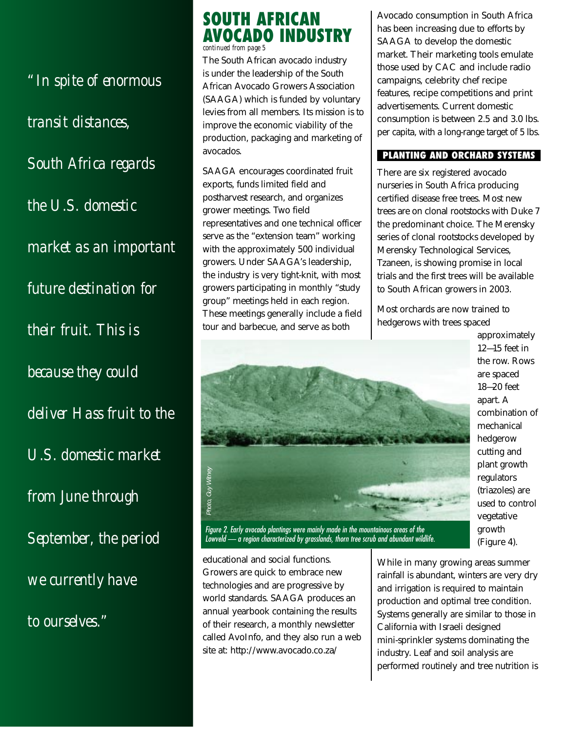> *"In spite of enormous transit distances, South Africa regards the U.S. domestic market as an important future destination for their fruit. This is because they could deliver Hass fruit to the U.S. domestic market from June through September, the period we currently have to ourselves."*

## SOUTH AFRICAN AVOCADO INDUSTRY

*continued from page 5*

The South African avocado industry is under the leadership of the South African Avocado Growers Association (SAAGA) which is funded by voluntary levies from all members. Its mission is to improve the economic viability of the production, packaging and marketing of avocados.

SAAGA encourages coordinated fruit exports, funds limited field and postharvest research, and organizes grower meetings. Two field representatives and one technical officer serve as the "extension team" working with the approximately 500 individual growers. Under SAAGA's leadership, the industry is very tight-knit, with most growers participating in monthly "study group" meetings held in each region. These meetings generally include a field tour and barbecue, and serve as both educational and social functions. Growers are quick to embrace new technologies and are progressive by world standards. SAAGA produces an annual yearbook containing the results of their research, a monthly newsletter called AvoInfo, and they also run a web site at: http://www.avocado.co.za/

*Photo, Guy Witney*

*Figure 2. Early avocado plantings were mainly made in the mountainous areas of the Lowveld — a region characterized by grasslands, thorn tree scrub and abundant wildlife.*

Avocado consumption in South Africa has been increasing due to efforts by SAAGA to develop the domestic market. Their marketing tools emulate those used by CAC and include radio campaigns, celebrity chef recipe features, recipe competitions and print advertisements. Current domestic consumption is between 2.5 and 3.0 lbs. per capita, with a long-range target of 5 lbs.

### PLANTING AND ORCHARD SYSTEMS

There are six registered avocado nurseries in South Africa producing certified disease free trees. Most new trees are on clonal rootstocks with Duke 7 the predominant choice. The Merensky series of clonal rootstocks developed by Merensky Technological Services, Tzaneen, is showing promise in local trials and the first trees will be available to South African growers in 2003.

Most orchards are now trained to hedgerows with trees spaced approximately 12—15 feet in the row. Rows are spaced 18—20 feet apart. A combination of mechanical hedgerow cutting and plant growth regulators (triazoles) are used to control vegetative growth (Figure 4).

While in many growing areas summer rainfall is abundant, winters are very dry and irrigation is required to maintain production and optimal tree condition. Systems generally are similar to those in California with Israeli designed mini-sprinkler systems dominating the industry. Leaf and soil analysis are performed routinely and tree nutrition is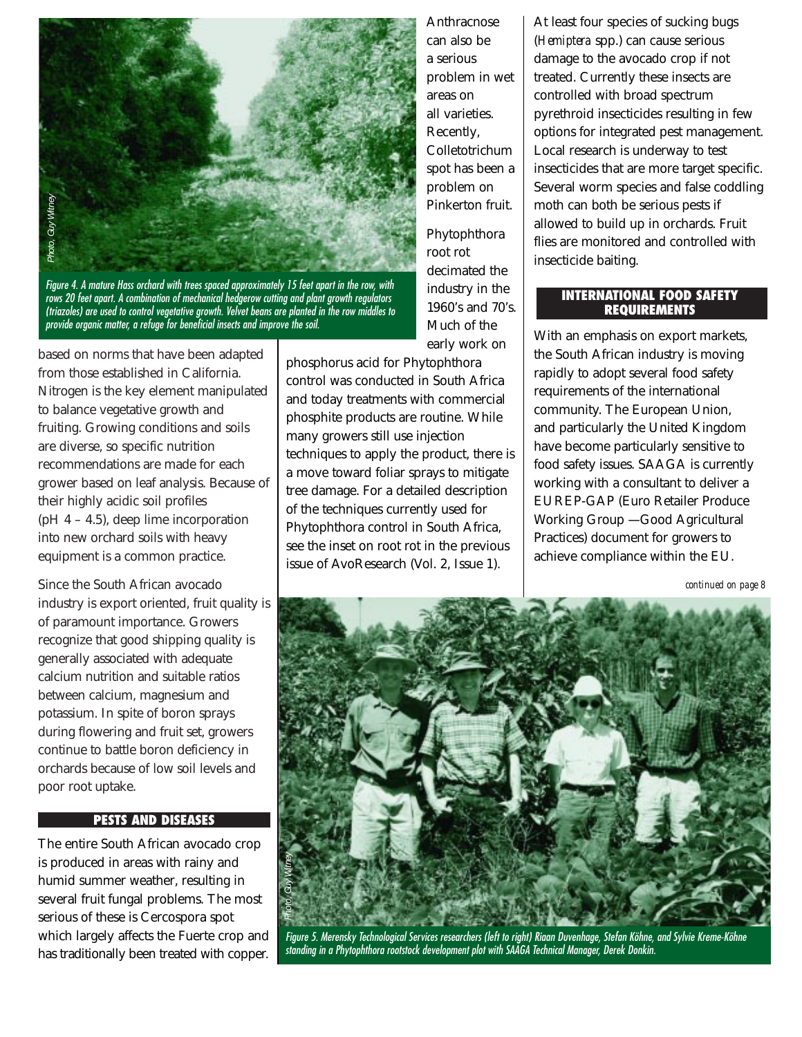Figure 4. A mature Hass orchard with trees spaced approximately 15 feet apart in the row, with rows 20 feet apart. A combination of mechanical hedgerow cutting and plant growth regulators (triazoles) are used to control vegetative growth. Velvet beans are planted in the row middles to provide organic matter, a refuge for beneficial insects and improve the soil.

based on norms that have been adapted from those established in California. Nitrogen is the key element manipulated to balance vegetative growth and fruiting. Growing conditions and soils are diverse, so specific nutrition recommendations are made for each grower based on leaf analysis. Because of their highly acidic soil profiles (pH 4 – 4.5), deep lime incorporation into new orchard soils with heavy equipment is a common practice.

Since the South African avocado industry is export oriented, fruit quality is of paramount importance. Growers recognize that good shipping quality is generally associated with adequate calcium nutrition and suitable ratios between calcium, magnesium and potassium. In spite of boron sprays during flowering and fruit set, growers continue to battle boron deficiency in orchards because of low soil levels and poor root uptake.

## PESTS AND DISEASES

The entire South African avocado crop is produced in areas with rainy and humid summer weather, resulting in several fruit fungal problems. The most serious of these is Cercospora spot which largely affects the Fuerte crop and has traditionally been treated with copper. Anthracnose can also be a serious problem in wet areas on all varieties. Recently, Colletotrichum spot has been a problem on Pinkerton fruit.

Phytophthora root rot decimated the industry in the 1960's and 70's. Much of the early work on phosphorus acid for Phytophthora control was conducted in South Africa and today treatments with commercial phosphite products are routine. While many growers still use injection techniques to apply the product, there is a move toward foliar sprays to mitigate tree damage. For a detailed description of the techniques currently used for Phytophthora control in South Africa, see the inset on root rot in the previous issue of AvoResearch (Vol. 2, Issue 1).

At least four species of sucking bugs (*Hemiptera* spp.) can cause serious damage to the avocado crop if not treated. Currently these insects are controlled with broad spectrum pyrethroid insecticides resulting in few options for integrated pest management. Local research is underway to test insecticides that are more target specific. Several worm species and false coddling moth can both be serious pests if allowed to build up in orchards. Fruit flies are monitored and controlled with insecticide baiting.

## INTERNATIONAL FOOD SAFETY REQUIREMENTS

With an emphasis on export markets, the South African industry is moving rapidly to adopt several food safety requirements of the international community. The European Union, and particularly the United Kingdom have become particularly sensitive to food safety issues. SAAGA is currently working with a consultant to deliver a EUREP-GAP (Euro Retailer Produce Working Group —Good Agricultural Practices) document for growers to achieve compliance within the EU.

*continued on page 8*

Figure 5. Merensky Technological Services researchers (left to right) Riaan Duvenhage, Stefan Köhne, and Sylvie Kreme-Köhne standing in a Phytophthora rootstock development plot with SAAGA Technical Manager, Derek Donkin.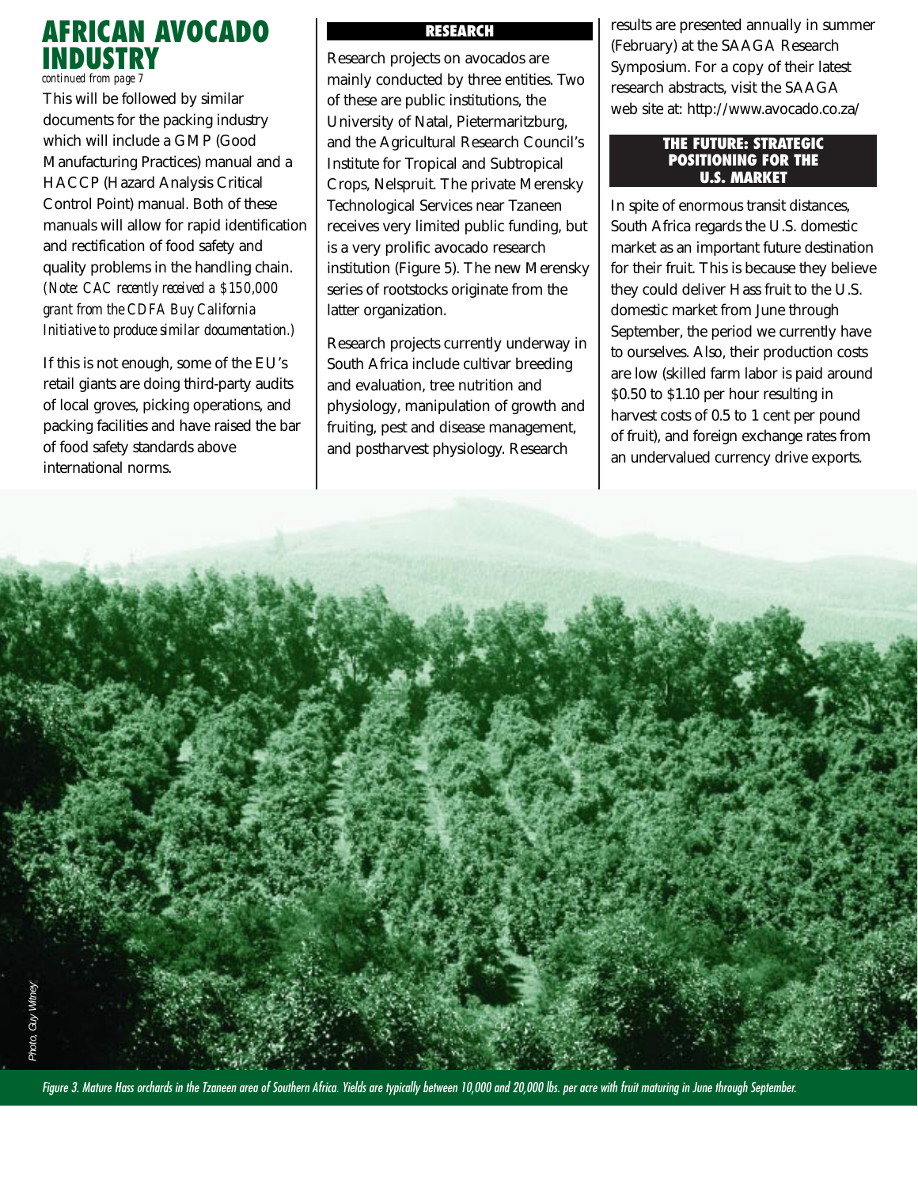# AFRICAN AVOCADO INDUSTRY

*continued from page 7*

This will be followed by similar documents for the packing industry which will include a GMP (Good Manufacturing Practices) manual and a HACCP (Hazard Analysis Critical Control Point) manual. Both of these manuals will allow for rapid identification and rectification of food safety and quality problems in the handling chain. *(Note: CAC recently received a $150,000 grant from the CDFA Buy California Initiative to produce similar documentation.)*

If this is not enough, some of the EU's retail giants are doing third-party audits of local groves, picking operations, and packing facilities and have raised the bar of food safety standards above international norms.

## RESEARCH

Research projects on avocados are mainly conducted by three entities. Two of these are public institutions, the University of Natal, Pietermaritzburg, and the Agricultural Research Council's Institute for Tropical and Subtropical Crops, Nelspruit. The private Merensky Technological Services near Tzaneen receives very limited public funding, but is a very prolific avocado research institution (Figure 5). The new Merensky series of rootstocks originate from the latter organization.

Research projects currently underway in South Africa include cultivar breeding and evaluation, tree nutrition and physiology, manipulation of growth and fruiting, pest and disease management, and postharvest physiology. Research results are presented annually in summer (February) at the SAAGA Research Symposium. For a copy of their latest research abstracts, visit the SAAGA web site at: http://www.avocado.co.za/

## THE FUTURE: STRATEGIC POSITIONING FOR THE U.S. MARKET

In spite of enormous transit distances, South Africa regards the U.S. domestic market as an important future destination for their fruit. This is because they believe they could deliver Hass fruit to the U.S. domestic market from June through September, the period we currently have to ourselves. Also, their production costs are low (skilled farm labor is paid around $0.50 to $1.10 per hour resulting in harvest costs of 0.5 to 1 cent per pound of fruit), and foreign exchange rates from an undervalued currency drive exports.

Photo, Guy Witney

*Figure 3. Mature Hass orchards in the Tzaneen area of Southern Africa. Yields are typically between 10,000 and 20,000 lbs. per acre with fruit maturing in June through September.*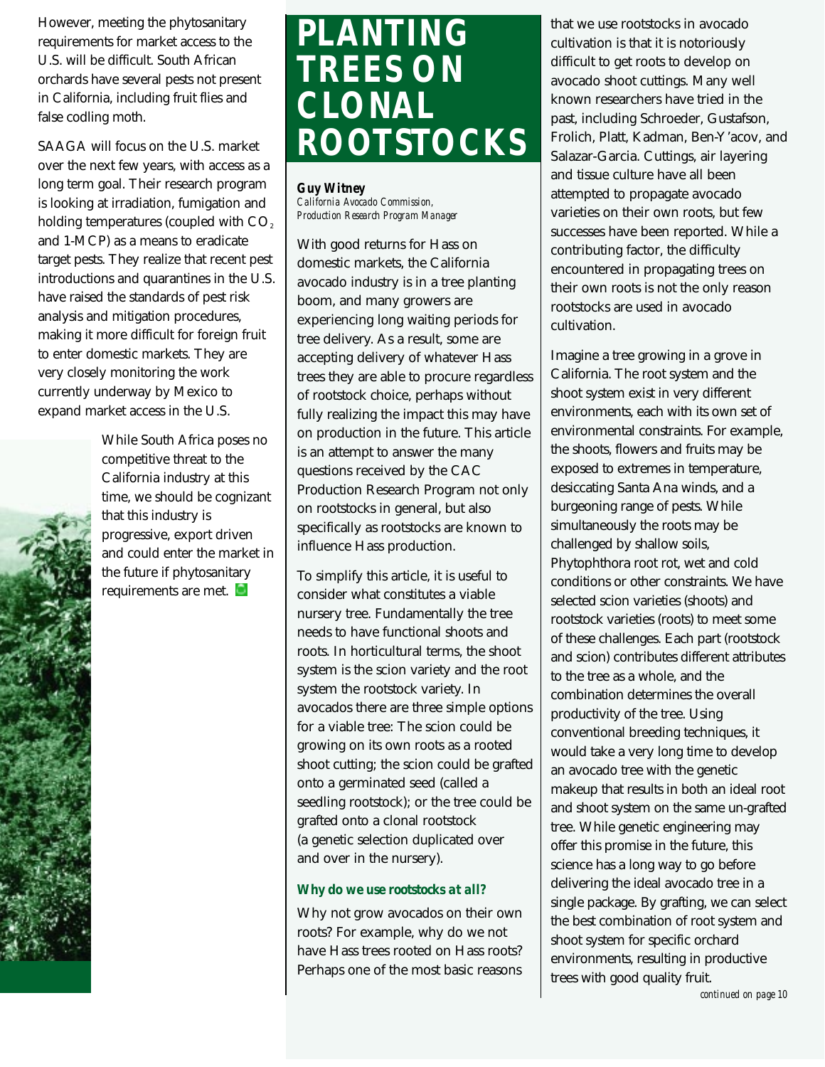However, meeting the phytosanitary requirements for market access to the U.S. will be difficult. South African orchards have several pests not present in California, including fruit flies and false codling moth.

SAAGA will focus on the U.S. market over the next few years, with access as a long term goal. Their research program is looking at irradiation, fumigation and holding temperatures (coupled with $CO_2$ and 1-MCP) as a means to eradicate target pests. They realize that recent pest introductions and quarantines in the U.S. have raised the standards of pest risk analysis and mitigation procedures, making it more difficult for foreign fruit to enter domestic markets. They are very closely monitoring the work currently underway by Mexico to expand market access in the U.S.

While South Africa poses no competitive threat to the California industry at this time, we should be cognizant that this industry is progressive, export driven and could enter the market in the future if phytosanitary requirements are met.

# PLANTING TREES ON CLONAL ROOTSTOCKS

**Guy Witney**
*California Avocado Commission, Production Research Program Manager*

With good returns for Hass on domestic markets, the California avocado industry is in a tree planting boom, and many growers are experiencing long waiting periods for tree delivery. As a result, some are accepting delivery of whatever Hass trees they are able to procure regardless of rootstock choice, perhaps without fully realizing the impact this may have on production in the future. This article is an attempt to answer the many questions received by the CAC Production Research Program not only on rootstocks in general, but also specifically as rootstocks are known to influence Hass production.

To simplify this article, it is useful to consider what constitutes a viable nursery tree. Fundamentally the tree needs to have functional shoots and roots. In horticultural terms, the shoot system is the scion variety and the root system the rootstock variety. In avocados there are three simple options for a viable tree: The scion could be growing on its own roots as a rooted shoot cutting; the scion could be grafted onto a germinated seed (called a seedling rootstock); or the tree could be grafted onto a clonal rootstock (a genetic selection duplicated over and over in the nursery).

### *Why do we use rootstocks at all?*

Why not grow avocados on their own roots? For example, why do we not have Hass trees rooted on Hass roots? Perhaps one of the most basic reasons that we use rootstocks in avocado cultivation is that it is notoriously difficult to get roots to develop on avocado shoot cuttings. Many well known researchers have tried in the past, including Schroeder, Gustafson, Frolich, Platt, Kadman, Ben-Y'acov, and Salazar-Garcia. Cuttings, air layering and tissue culture have all been attempted to propagate avocado varieties on their own roots, but few successes have been reported. While a contributing factor, the difficulty encountered in propagating trees on their own roots is not the only reason rootstocks are used in avocado cultivation.

Imagine a tree growing in a grove in California. The root system and the shoot system exist in very different environments, each with its own set of environmental constraints. For example, the shoots, flowers and fruits may be exposed to extremes in temperature, desiccating Santa Ana winds, and a burgeoning range of pests. While simultaneously the roots may be challenged by shallow soils, Phytophthora root rot, wet and cold conditions or other constraints. We have selected scion varieties (shoots) and rootstock varieties (roots) to meet some of these challenges. Each part (rootstock and scion) contributes different attributes to the tree as a whole, and the combination determines the overall productivity of the tree. Using conventional breeding techniques, it would take a very long time to develop an avocado tree with the genetic makeup that results in both an ideal root and shoot system on the same un-grafted tree. While genetic engineering may offer this promise in the future, this science has a long way to go before delivering the ideal avocado tree in a single package. By grafting, we can select the best combination of root system and shoot system for specific orchard environments, resulting in productive trees with good quality fruit.

*continued on page 10*